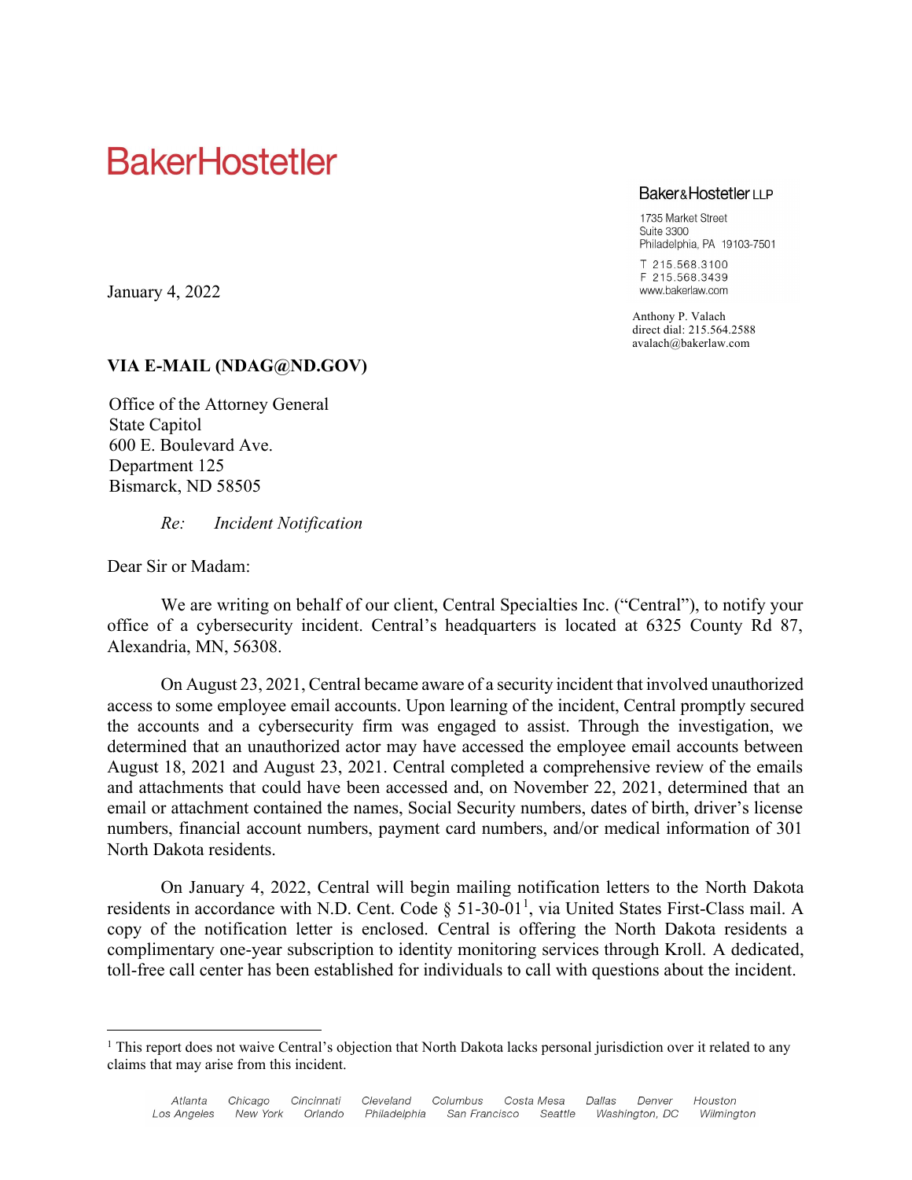# BakerHostetler

Baker&Hostetler LLP

1735 Market Street
Suite 3300
Philadelphia, PA 19103-7501

T 215.568.3100
F 215.568.3439
www.bakerlaw.com

Anthony P. Valach
direct dial: 215.564.2588
avalach@bakerlaw.com

January 4, 2022

**VIA E-MAIL (NDAG@ND.GOV)**

Office of the Attorney General
State Capitol
600 E. Boulevard Ave.
Department 125
Bismarck, ND 58505

*Re: Incident Notification*

Dear Sir or Madam:

We are writing on behalf of our client, Central Specialties Inc. ("Central"), to notify your office of a cybersecurity incident. Central's headquarters is located at 6325 County Rd 87, Alexandria, MN, 56308.

On August 23, 2021, Central became aware of a security incident that involved unauthorized access to some employee email accounts. Upon learning of the incident, Central promptly secured the accounts and a cybersecurity firm was engaged to assist. Through the investigation, we determined that an unauthorized actor may have accessed the employee email accounts between August 18, 2021 and August 23, 2021. Central completed a comprehensive review of the emails and attachments that could have been accessed and, on November 22, 2021, determined that an email or attachment contained the names, Social Security numbers, dates of birth, driver's license numbers, financial account numbers, payment card numbers, and/or medical information of 301 North Dakota residents.

On January 4, 2022, Central will begin mailing notification letters to the North Dakota residents in accordance with N.D. Cent. Code § 51-30-01[1], via United States First-Class mail. A copy of the notification letter is enclosed. Central is offering the North Dakota residents a complimentary one-year subscription to identity monitoring services through Kroll. A dedicated, toll-free call center has been established for individuals to call with questions about the incident.

---

[1] This report does not waive Central's objection that North Dakota lacks personal jurisdiction over it related to any claims that may arise from this incident.

Atlanta Chicago Cincinnati Cleveland Columbus Costa Mesa Dallas Denver Houston
Los Angeles New York Orlando Philadelphia San Francisco Seattle Washington, DC Wilmington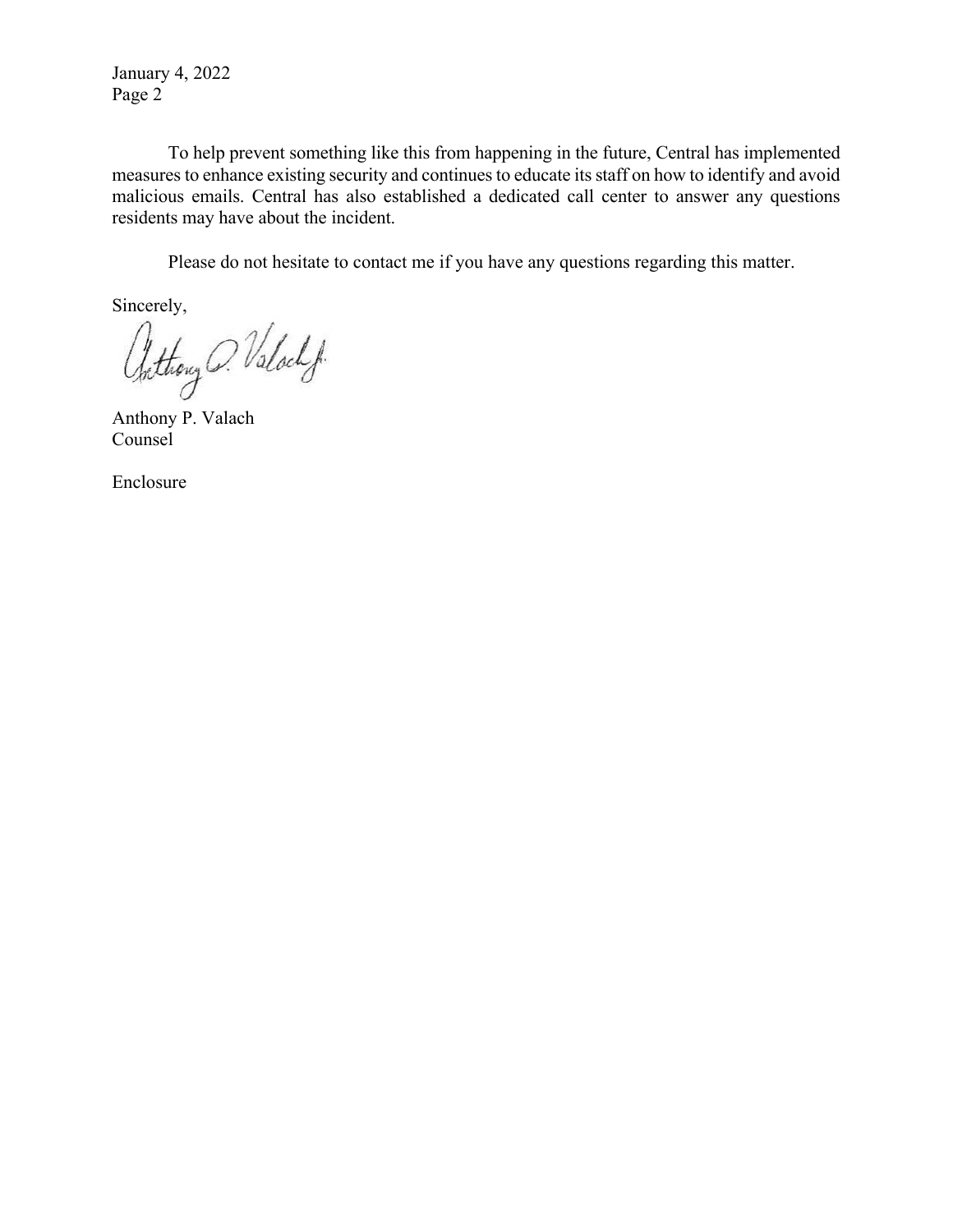To help prevent something like this from happening in the future, Central has implemented measures to enhance existing security and continues to educate its staff on how to identify and avoid malicious emails. Central has also established a dedicated call center to answer any questions residents may have about the incident.

Please do not hesitate to contact me if you have any questions regarding this matter.

Sincerely,

Anthony P. Valach
Counsel

Enclosure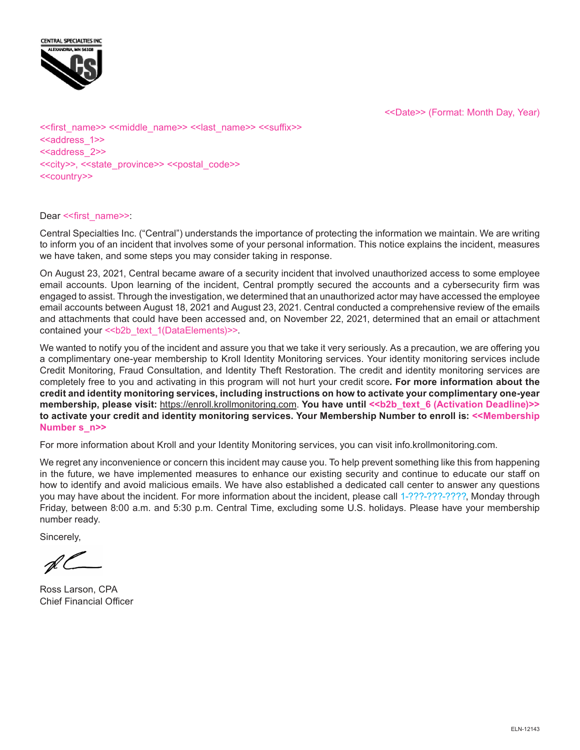CENTRAL SPECIALTIES INC
ALEXANDRIA, MN 56308

<<Date>> (Format: Month Day, Year)

<<first_name>> <<middle_name>> <<last_name>> <<suffix>>
<<address_1>>
<<address_2>>
<<city>>, <<state_province>> <<postal_code>>
<<country>>

Dear <<first_name>>:

Central Specialties Inc. ("Central") understands the importance of protecting the information we maintain. We are writing to inform you of an incident that involves some of your personal information. This notice explains the incident, measures we have taken, and some steps you may consider taking in response.

On August 23, 2021, Central became aware of a security incident that involved unauthorized access to some employee email accounts. Upon learning of the incident, Central promptly secured the accounts and a cybersecurity firm was engaged to assist. Through the investigation, we determined that an unauthorized actor may have accessed the employee email accounts between August 18, 2021 and August 23, 2021. Central conducted a comprehensive review of the emails and attachments that could have been accessed and, on November 22, 2021, determined that an email or attachment contained your <<b2b_text_1(DataElements)>>.

We wanted to notify you of the incident and assure you that we take it very seriously. As a precaution, we are offering you a complimentary one-year membership to Kroll Identity Monitoring services. Your identity monitoring services include Credit Monitoring, Fraud Consultation, and Identity Theft Restoration. The credit and identity monitoring services are completely free to you and activating in this program will not hurt your credit score. **For more information about the credit and identity monitoring services, including instructions on how to activate your complimentary one-year membership, please visit:** https://enroll.krollmonitoring.com. **You have until <<b2b_text_6 (Activation Deadline)>> to activate your credit and identity monitoring services. Your Membership Number to enroll is: <<Membership Number s_n>>**

For more information about Kroll and your Identity Monitoring services, you can visit info.krollmonitoring.com.

We regret any inconvenience or concern this incident may cause you. To help prevent something like this from happening in the future, we have implemented measures to enhance our existing security and continue to educate our staff on how to identify and avoid malicious emails. We have also established a dedicated call center to answer any questions you may have about the incident. For more information about the incident, please call 1-???-???-????, Monday through Friday, between 8:00 a.m. and 5:30 p.m. Central Time, excluding some U.S. holidays. Please have your membership number ready.

Sincerely,

Ross Larson, CPA
Chief Financial Officer

ELN-12143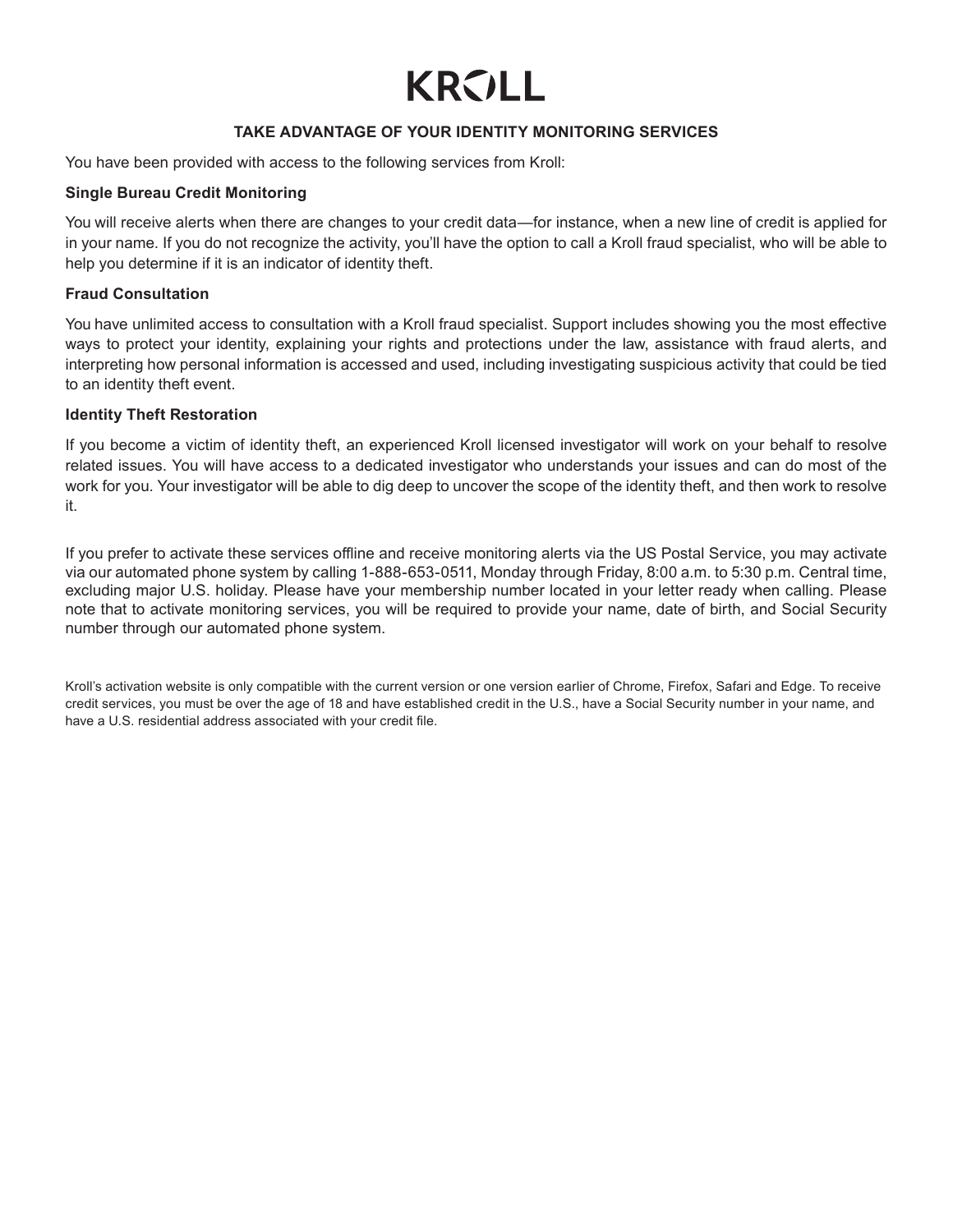# KROLL

## TAKE ADVANTAGE OF YOUR IDENTITY MONITORING SERVICES

You have been provided with access to the following services from Kroll:

**Single Bureau Credit Monitoring**

You will receive alerts when there are changes to your credit data—for instance, when a new line of credit is applied for in your name. If you do not recognize the activity, you'll have the option to call a Kroll fraud specialist, who will be able to help you determine if it is an indicator of identity theft.

**Fraud Consultation**

You have unlimited access to consultation with a Kroll fraud specialist. Support includes showing you the most effective ways to protect your identity, explaining your rights and protections under the law, assistance with fraud alerts, and interpreting how personal information is accessed and used, including investigating suspicious activity that could be tied to an identity theft event.

**Identity Theft Restoration**

If you become a victim of identity theft, an experienced Kroll licensed investigator will work on your behalf to resolve related issues. You will have access to a dedicated investigator who understands your issues and can do most of the work for you. Your investigator will be able to dig deep to uncover the scope of the identity theft, and then work to resolve it.

If you prefer to activate these services offline and receive monitoring alerts via the US Postal Service, you may activate via our automated phone system by calling 1-888-653-0511, Monday through Friday, 8:00 a.m. to 5:30 p.m. Central time, excluding major U.S. holiday. Please have your membership number located in your letter ready when calling. Please note that to activate monitoring services, you will be required to provide your name, date of birth, and Social Security number through our automated phone system.

Kroll's activation website is only compatible with the current version or one version earlier of Chrome, Firefox, Safari and Edge. To receive credit services, you must be over the age of 18 and have established credit in the U.S., have a Social Security number in your name, and have a U.S. residential address associated with your credit file.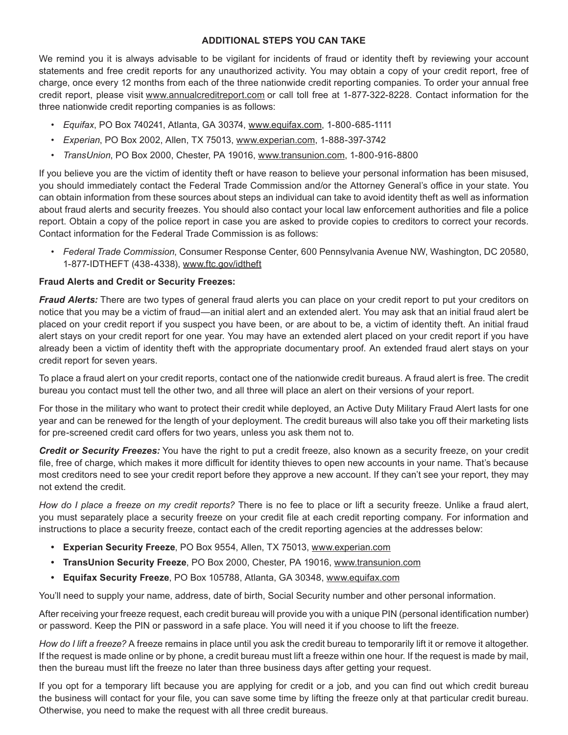## ADDITIONAL STEPS YOU CAN TAKE

We remind you it is always advisable to be vigilant for incidents of fraud or identity theft by reviewing your account statements and free credit reports for any unauthorized activity. You may obtain a copy of your credit report, free of charge, once every 12 months from each of the three nationwide credit reporting companies. To order your annual free credit report, please visit www.annualcreditreport.com or call toll free at 1-877-322-8228. Contact information for the three nationwide credit reporting companies is as follows:

- *Equifax*, PO Box 740241, Atlanta, GA 30374, www.equifax.com, 1-800-685-1111
- *Experian*, PO Box 2002, Allen, TX 75013, www.experian.com, 1-888-397-3742
- *TransUnion*, PO Box 2000, Chester, PA 19016, www.transunion.com, 1-800-916-8800

If you believe you are the victim of identity theft or have reason to believe your personal information has been misused, you should immediately contact the Federal Trade Commission and/or the Attorney General's office in your state. You can obtain information from these sources about steps an individual can take to avoid identity theft as well as information about fraud alerts and security freezes. You should also contact your local law enforcement authorities and file a police report. Obtain a copy of the police report in case you are asked to provide copies to creditors to correct your records. Contact information for the Federal Trade Commission is as follows:

- *Federal Trade Commission*, Consumer Response Center, 600 Pennsylvania Avenue NW, Washington, DC 20580, 1-877-IDTHEFT (438-4338), www.ftc.gov/idtheft

**Fraud Alerts and Credit or Security Freezes:**

***Fraud Alerts:*** There are two types of general fraud alerts you can place on your credit report to put your creditors on notice that you may be a victim of fraud—an initial alert and an extended alert. You may ask that an initial fraud alert be placed on your credit report if you suspect you have been, or are about to be, a victim of identity theft. An initial fraud alert stays on your credit report for one year. You may have an extended alert placed on your credit report if you have already been a victim of identity theft with the appropriate documentary proof. An extended fraud alert stays on your credit report for seven years.

To place a fraud alert on your credit reports, contact one of the nationwide credit bureaus. A fraud alert is free. The credit bureau you contact must tell the other two, and all three will place an alert on their versions of your report.

For those in the military who want to protect their credit while deployed, an Active Duty Military Fraud Alert lasts for one year and can be renewed for the length of your deployment. The credit bureaus will also take you off their marketing lists for pre-screened credit card offers for two years, unless you ask them not to.

***Credit or Security Freezes:*** You have the right to put a credit freeze, also known as a security freeze, on your credit file, free of charge, which makes it more difficult for identity thieves to open new accounts in your name. That's because most creditors need to see your credit report before they approve a new account. If they can't see your report, they may not extend the credit.

*How do I place a freeze on my credit reports?* There is no fee to place or lift a security freeze. Unlike a fraud alert, you must separately place a security freeze on your credit file at each credit reporting company. For information and instructions to place a security freeze, contact each of the credit reporting agencies at the addresses below:

- **Experian Security Freeze**, PO Box 9554, Allen, TX 75013, www.experian.com
- **TransUnion Security Freeze**, PO Box 2000, Chester, PA 19016, www.transunion.com
- **Equifax Security Freeze**, PO Box 105788, Atlanta, GA 30348, www.equifax.com

You'll need to supply your name, address, date of birth, Social Security number and other personal information.

After receiving your freeze request, each credit bureau will provide you with a unique PIN (personal identification number) or password. Keep the PIN or password in a safe place. You will need it if you choose to lift the freeze.

*How do I lift a freeze?* A freeze remains in place until you ask the credit bureau to temporarily lift it or remove it altogether. If the request is made online or by phone, a credit bureau must lift a freeze within one hour. If the request is made by mail, then the bureau must lift the freeze no later than three business days after getting your request.

If you opt for a temporary lift because you are applying for credit or a job, and you can find out which credit bureau the business will contact for your file, you can save some time by lifting the freeze only at that particular credit bureau. Otherwise, you need to make the request with all three credit bureaus.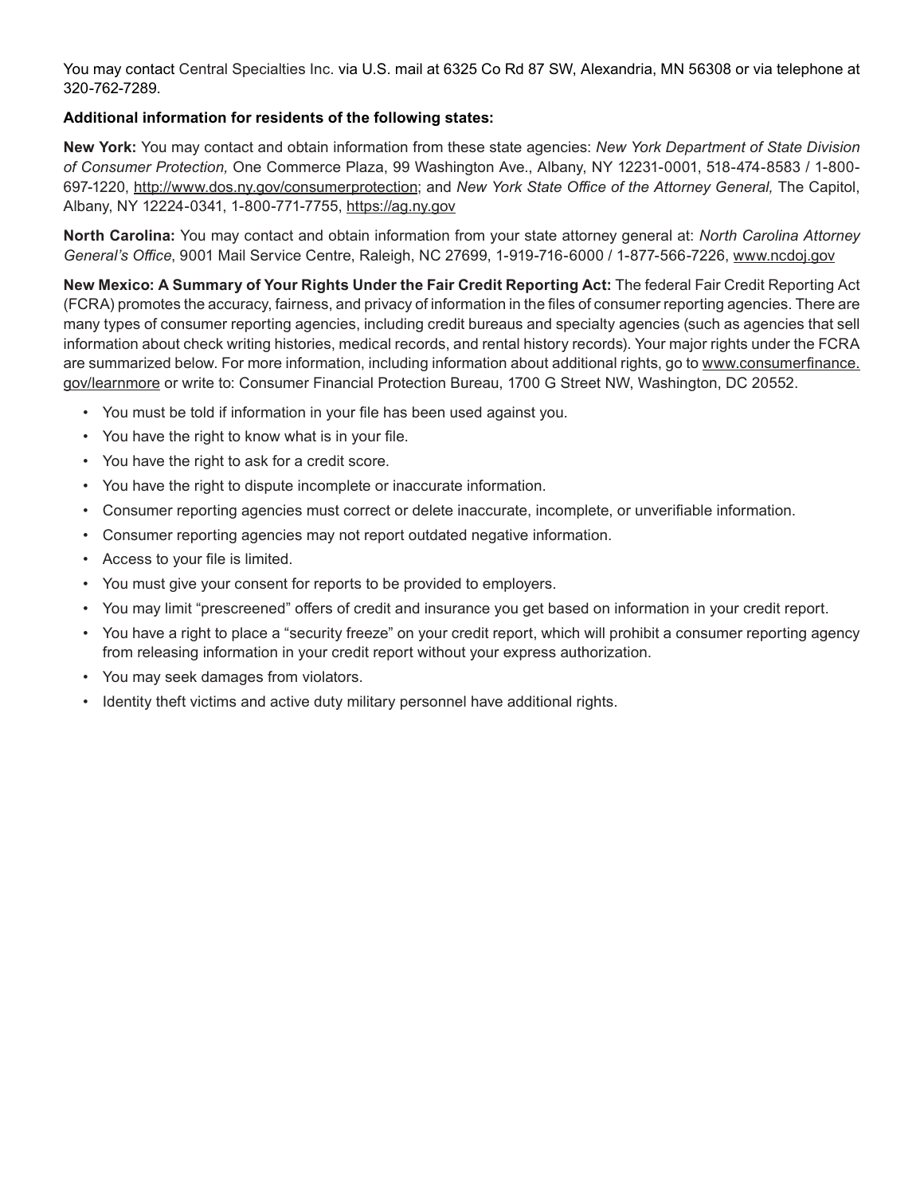You may contact Central Specialties Inc. via U.S. mail at 6325 Co Rd 87 SW, Alexandria, MN 56308 or via telephone at 320-762-7289.

**Additional information for residents of the following states:**

**New York:** You may contact and obtain information from these state agencies: *New York Department of State Division of Consumer Protection,* One Commerce Plaza, 99 Washington Ave., Albany, NY 12231-0001, 518-474-8583 / 1-800-697-1220, http://www.dos.ny.gov/consumerprotection; and *New York State Office of the Attorney General,* The Capitol, Albany, NY 12224-0341, 1-800-771-7755, https://ag.ny.gov

**North Carolina:** You may contact and obtain information from your state attorney general at: *North Carolina Attorney General's Office*, 9001 Mail Service Centre, Raleigh, NC 27699, 1-919-716-6000 / 1-877-566-7226, www.ncdoj.gov

**New Mexico: A Summary of Your Rights Under the Fair Credit Reporting Act:** The federal Fair Credit Reporting Act (FCRA) promotes the accuracy, fairness, and privacy of information in the files of consumer reporting agencies. There are many types of consumer reporting agencies, including credit bureaus and specialty agencies (such as agencies that sell information about check writing histories, medical records, and rental history records). Your major rights under the FCRA are summarized below. For more information, including information about additional rights, go to www.consumerfinance.gov/learnmore or write to: Consumer Financial Protection Bureau, 1700 G Street NW, Washington, DC 20552.

- You must be told if information in your file has been used against you.
- You have the right to know what is in your file.
- You have the right to ask for a credit score.
- You have the right to dispute incomplete or inaccurate information.
- Consumer reporting agencies must correct or delete inaccurate, incomplete, or unverifiable information.
- Consumer reporting agencies may not report outdated negative information.
- Access to your file is limited.
- You must give your consent for reports to be provided to employers.
- You may limit "prescreened" offers of credit and insurance you get based on information in your credit report.
- You have a right to place a "security freeze" on your credit report, which will prohibit a consumer reporting agency from releasing information in your credit report without your express authorization.
- You may seek damages from violators.
- Identity theft victims and active duty military personnel have additional rights.